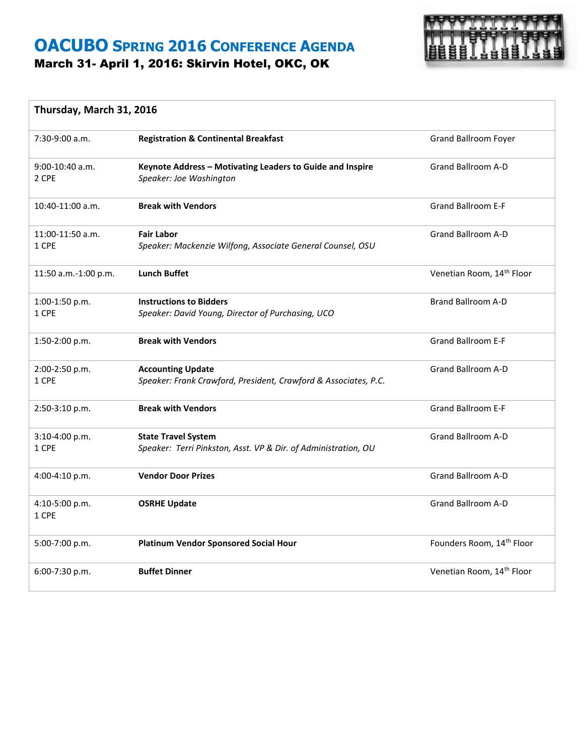# OACUBO Spring 2016 Conference Agenda

**March 31- April 1, 2016: Skirvin Hotel, OKC, OK**

| **Thursday, March 31, 2016** | | |
|---|---|---|
| 7:30-9:00 a.m. | **Registration & Continental Breakfast** | Grand Ballroom Foyer |
| 9:00-10:40 a.m.<br>2 CPE | **Keynote Address – Motivating Leaders to Guide and Inspire**<br>*Speaker: Joe Washington* | Grand Ballroom A-D |
| 10:40-11:00 a.m. | **Break with Vendors** | Grand Ballroom E-F |
| 11:00-11:50 a.m.<br>1 CPE | **Fair Labor**<br>*Speaker: Mackenzie Wilfong, Associate General Counsel, OSU* | Grand Ballroom A-D |
| 11:50 a.m.-1:00 p.m. | **Lunch Buffet** | Venetian Room, 14th Floor |
| 1:00-1:50 p.m.<br>1 CPE | **Instructions to Bidders**<br>*Speaker: David Young, Director of Purchasing, UCO* | Brand Ballroom A-D |
| 1:50-2:00 p.m. | **Break with Vendors** | Grand Ballroom E-F |
| 2:00-2:50 p.m.<br>1 CPE | **Accounting Update**<br>*Speaker: Frank Crawford, President, Crawford & Associates, P.C.* | Grand Ballroom A-D |
| 2:50-3:10 p.m. | **Break with Vendors** | Grand Ballroom E-F |
| 3:10-4:00 p.m.<br>1 CPE | **State Travel System**<br>*Speaker: Terri Pinkston, Asst. VP & Dir. of Administration, OU* | Grand Ballroom A-D |
| 4:00-4:10 p.m. | **Vendor Door Prizes** | Grand Ballroom A-D |
| 4:10-5:00 p.m.<br>1 CPE | **OSRHE Update** | Grand Ballroom A-D |
| 5:00-7:00 p.m. | **Platinum Vendor Sponsored Social Hour** | Founders Room, 14th Floor |
| 6:00-7:30 p.m. | **Buffet Dinner** | Venetian Room, 14th Floor |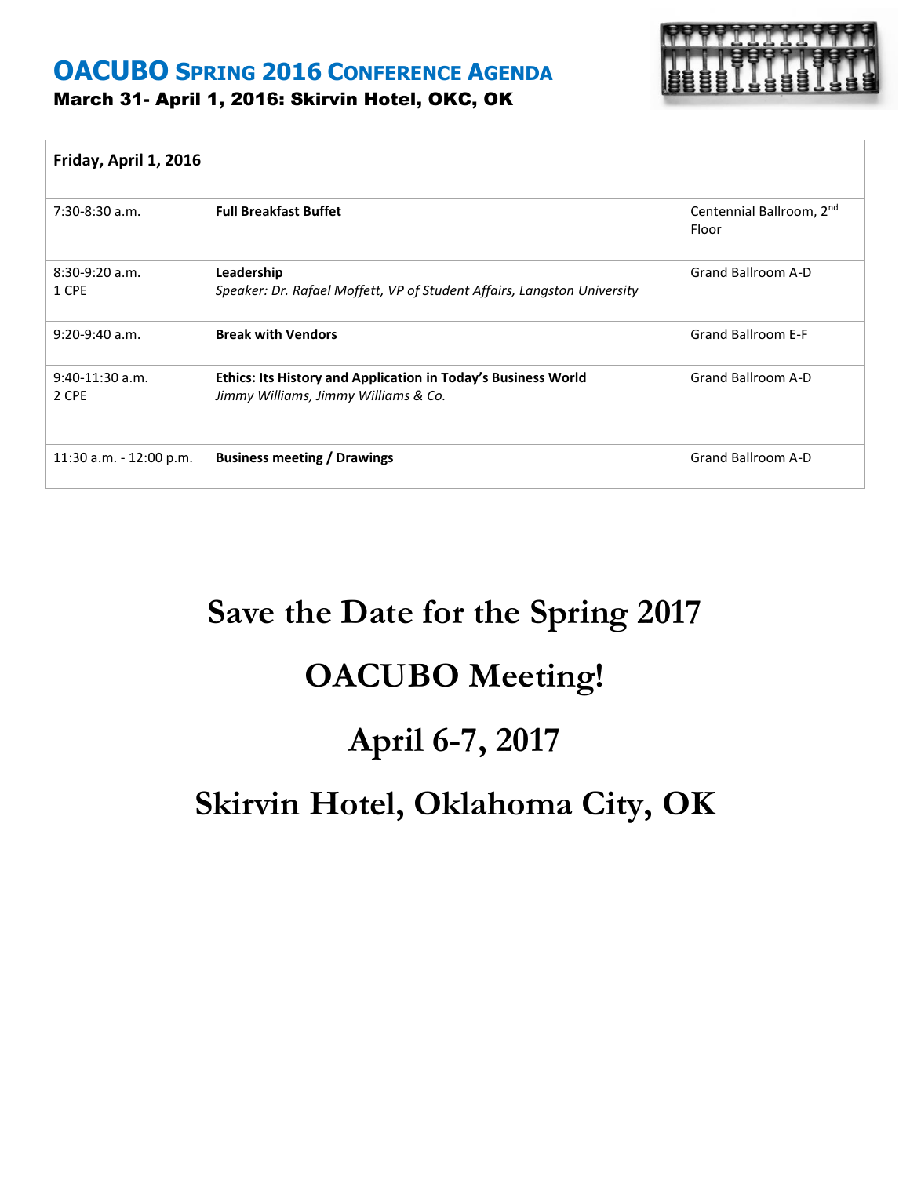# OACUBO Spring 2016 Conference Agenda

**March 31- April 1, 2016: Skirvin Hotel, OKC, OK**

| **Friday, April 1, 2016** | | |
|---|---|---|
| 7:30-8:30 a.m. | **Full Breakfast Buffet** | Centennial Ballroom, 2nd Floor |
| 8:30-9:20 a.m.<br>1 CPE | **Leadership**<br>*Speaker: Dr. Rafael Moffett, VP of Student Affairs, Langston University* | Grand Ballroom A-D |
| 9:20-9:40 a.m. | **Break with Vendors** | Grand Ballroom E-F |
| 9:40-11:30 a.m.<br>2 CPE | **Ethics: Its History and Application in Today's Business World**<br>*Jimmy Williams, Jimmy Williams & Co.* | Grand Ballroom A-D |
| 11:30 a.m. - 12:00 p.m. | **Business meeting / Drawings** | Grand Ballroom A-D |

# Save the Date for the Spring 2017

# OACUBO Meeting!

# April 6-7, 2017

# Skirvin Hotel, Oklahoma City, OK